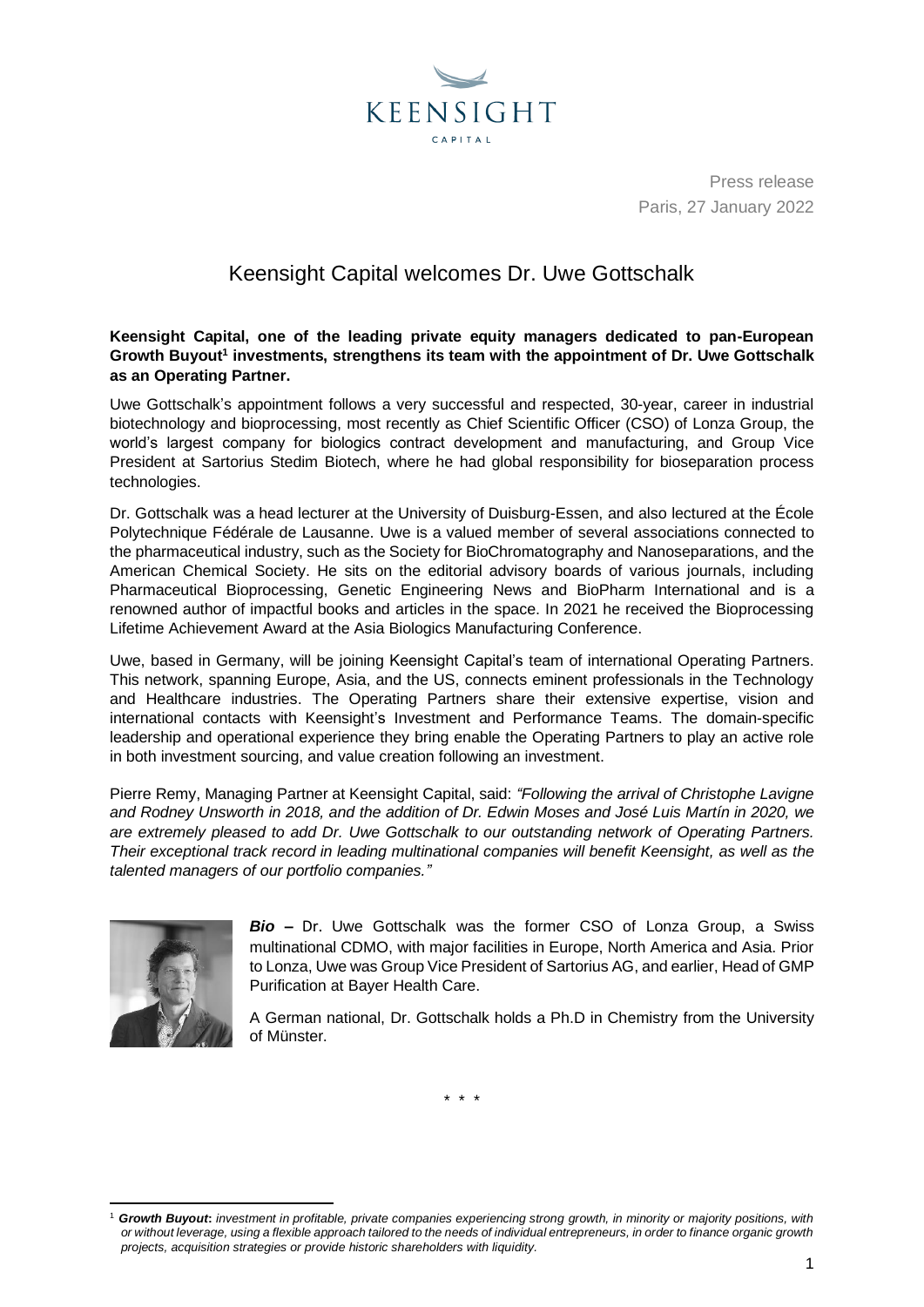KEENSIGHT CAPITAL

Press release
Paris, 27 January 2022

# Keensight Capital welcomes Dr. Uwe Gottschalk

**Keensight Capital, one of the leading private equity managers dedicated to pan-European Growth Buyout[1] investments, strengthens its team with the appointment of Dr. Uwe Gottschalk as an Operating Partner.**

Uwe Gottschalk's appointment follows a very successful and respected, 30-year, career in industrial biotechnology and bioprocessing, most recently as Chief Scientific Officer (CSO) of Lonza Group, the world's largest company for biologics contract development and manufacturing, and Group Vice President at Sartorius Stedim Biotech, where he had global responsibility for bioseparation process technologies.

Dr. Gottschalk was a head lecturer at the University of Duisburg-Essen, and also lectured at the École Polytechnique Fédérale de Lausanne. Uwe is a valued member of several associations connected to the pharmaceutical industry, such as the Society for BioChromatography and Nanoseparations, and the American Chemical Society. He sits on the editorial advisory boards of various journals, including Pharmaceutical Bioprocessing, Genetic Engineering News and BioPharm International and is a renowned author of impactful books and articles in the space. In 2021 he received the Bioprocessing Lifetime Achievement Award at the Asia Biologics Manufacturing Conference.

Uwe, based in Germany, will be joining Keensight Capital's team of international Operating Partners. This network, spanning Europe, Asia, and the US, connects eminent professionals in the Technology and Healthcare industries. The Operating Partners share their extensive expertise, vision and international contacts with Keensight's Investment and Performance Teams. The domain-specific leadership and operational experience they bring enable the Operating Partners to play an active role in both investment sourcing, and value creation following an investment.

Pierre Remy, Managing Partner at Keensight Capital, said: *"Following the arrival of Christophe Lavigne and Rodney Unsworth in 2018, and the addition of Dr. Edwin Moses and José Luis Martín in 2020, we are extremely pleased to add Dr. Uwe Gottschalk to our outstanding network of Operating Partners. Their exceptional track record in leading multinational companies will benefit Keensight, as well as the talented managers of our portfolio companies."*

***Bio*** **–** Dr. Uwe Gottschalk was the former CSO of Lonza Group, a Swiss multinational CDMO, with major facilities in Europe, North America and Asia. Prior to Lonza, Uwe was Group Vice President of Sartorius AG, and earlier, Head of GMP Purification at Bayer Health Care.

A German national, Dr. Gottschalk holds a Ph.D in Chemistry from the University of Münster.

\* \* \*

[1] ***Growth Buyout*****:** *investment in profitable, private companies experiencing strong growth, in minority or majority positions, with or without leverage, using a flexible approach tailored to the needs of individual entrepreneurs, in order to finance organic growth projects, acquisition strategies or provide historic shareholders with liquidity.*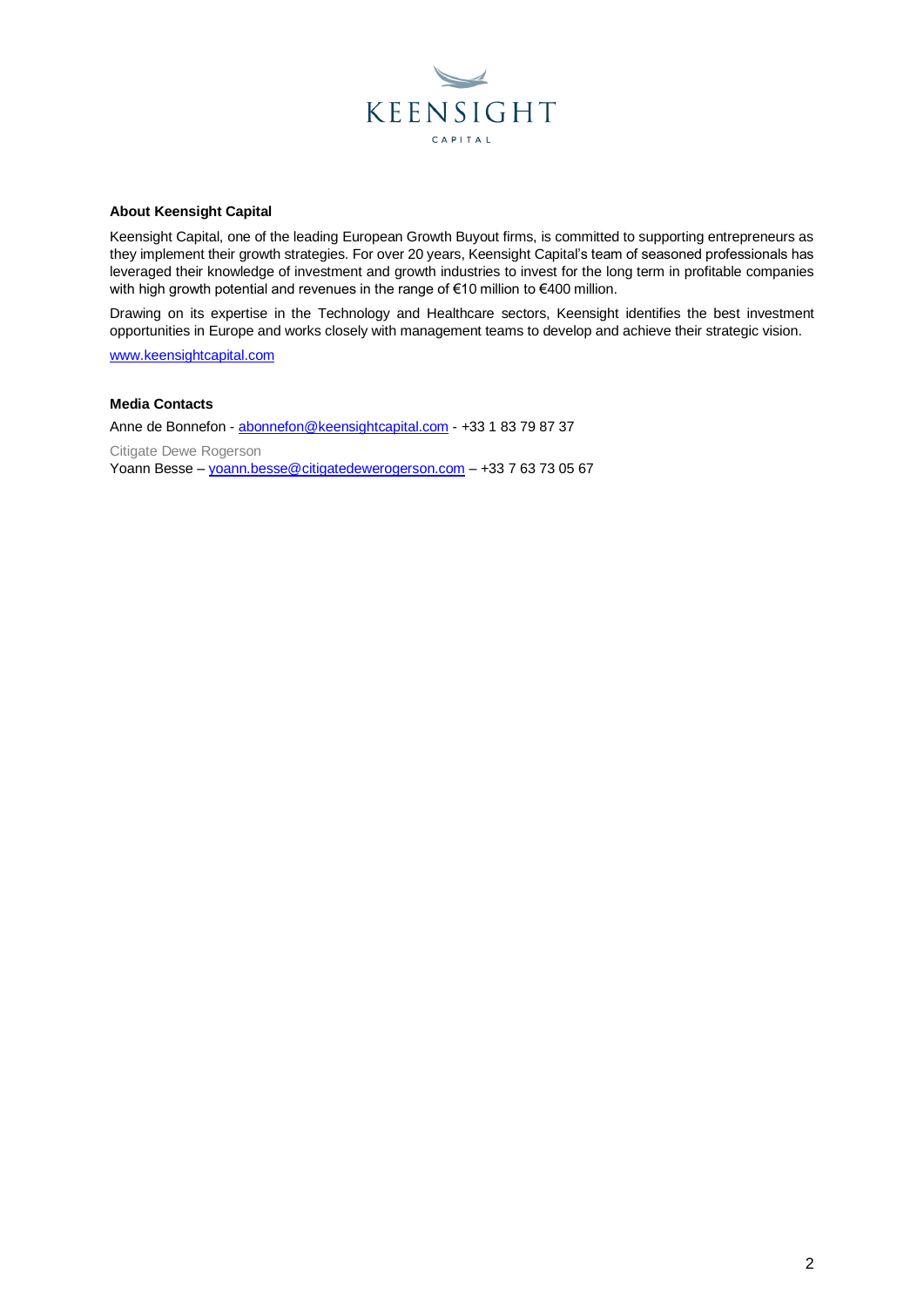**About Keensight Capital**

Keensight Capital, one of the leading European Growth Buyout firms, is committed to supporting entrepreneurs as they implement their growth strategies. For over 20 years, Keensight Capital's team of seasoned professionals has leveraged their knowledge of investment and growth industries to invest for the long term in profitable companies with high growth potential and revenues in the range of €10 million to €400 million.

Drawing on its expertise in the Technology and Healthcare sectors, Keensight identifies the best investment opportunities in Europe and works closely with management teams to develop and achieve their strategic vision.

www.keensightcapital.com

**Media Contacts**

Anne de Bonnefon - abonnefon@keensightcapital.com - +33 1 83 79 87 37

Citigate Dewe Rogerson
Yoann Besse – yoann.besse@citigatedewerogerson.com – +33 7 63 73 05 67